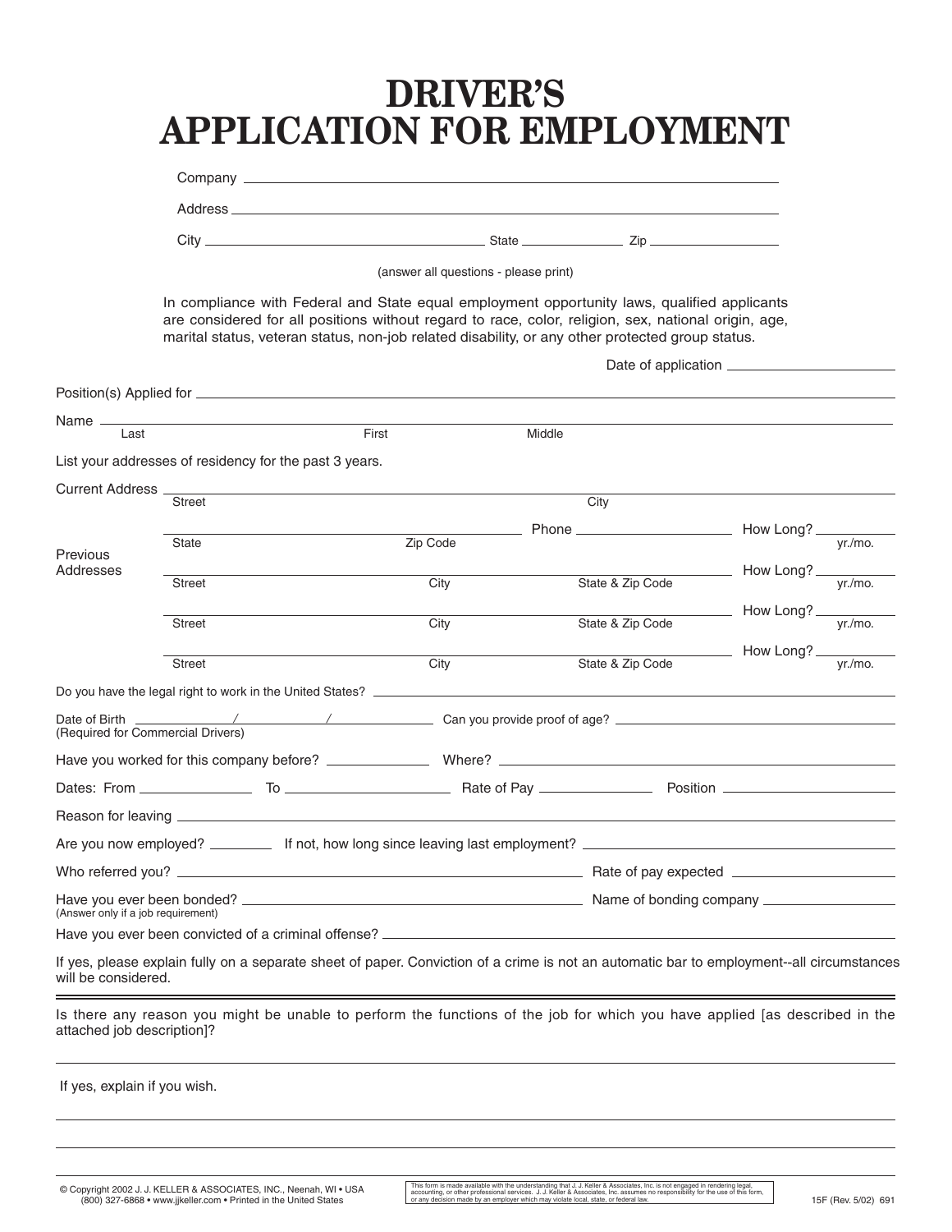# DRIVER'S APPLICATION FOR EMPLOYMENT

Company ______________________________

Address ______________________________

City ______________________ State ____________ Zip ______________

(answer all questions - please print)

In compliance with Federal and State equal employment opportunity laws, qualified applicants are considered for all positions without regard to race, color, religion, sex, national origin, age, marital status, veteran status, non-job related disability, or any other protected group status.

Date of application ______________

Position(s) Applied for ______________________________

Name ______________________________
Last First Middle

List your addresses of residency for the past 3 years.

Current Address ______________________________
Street City

______________________________ Phone ______________ How Long? ______ yr./mo.
State Zip Code

Previous Addresses

______________________________ How Long? ______ yr./mo.
Street City State & Zip Code

______________________________ How Long? ______ yr./mo.
Street City State & Zip Code

______________________________ How Long? ______ yr./mo.
Street City State & Zip Code

Do you have the legal right to work in the United States? ______________________________

Date of Birth ______ / ______ / ______ Can you provide proof of age? ______________
(Required for Commercial Drivers)

Have you worked for this company before? ______________ Where? ______________________

Dates: From ______________ To ______________ Rate of Pay ______________ Position ______________

Reason for leaving ______________________________

Are you now employed? ______ If not, how long since leaving last employment? ______________

Who referred you? ______________________________ Rate of pay expected ______________

Have you ever been bonded? ______________________ Name of bonding company ______________
(Answer only if a job requirement)

Have you ever been convicted of a criminal offense? ______________________________

If yes, please explain fully on a separate sheet of paper. Conviction of a crime is not an automatic bar to employment--all circumstances will be considered.

---

Is there any reason you might be unable to perform the functions of the job for which you have applied [as described in the attached job description]?

______________________________

If yes, explain if you wish.

______________________________

______________________________

______________________________

© Copyright 2002 J. J. KELLER & ASSOCIATES, INC., Neenah, WI • USA (800) 327-6868 • www.jjkeller.com • Printed in the United States

This form is made available with the understanding that J. J. Keller & Associates, Inc. is not engaged in rendering legal, accounting, or other professional services. J. J. Keller & Associates, Inc. assumes no responsibility for the use of this form, or any decision made by an employer which may violate local, state, or federal law.

15F (Rev. 5/02) 691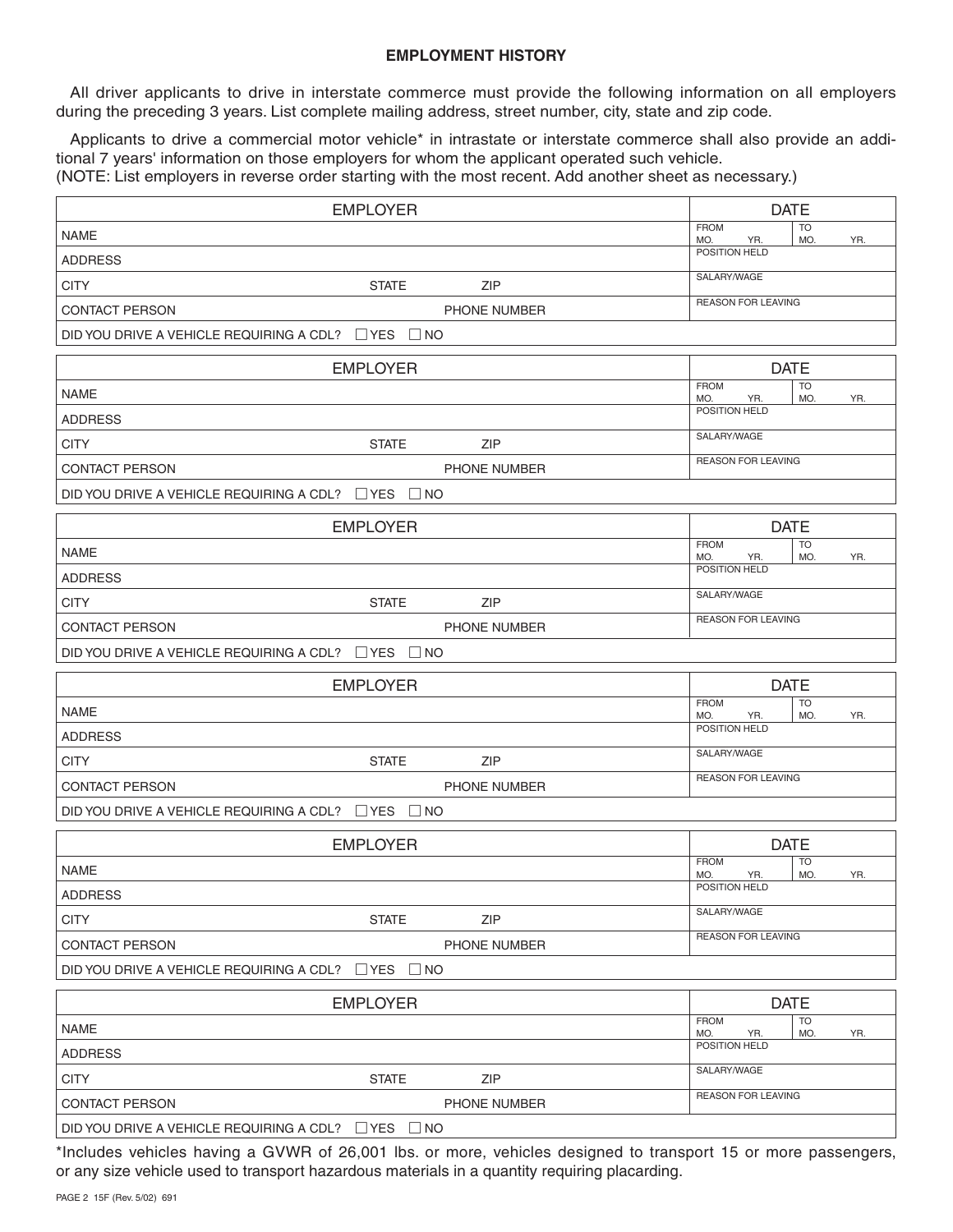## EMPLOYMENT HISTORY

All driver applicants to drive in interstate commerce must provide the following information on all employers during the preceding 3 years. List complete mailing address, street number, city, state and zip code.

Applicants to drive a commercial motor vehicle* in intrastate or interstate commerce shall also provide an additional 7 years' information on those employers for whom the applicant operated such vehicle.
(NOTE: List employers in reverse order starting with the most recent. Add another sheet as necessary.)

| EMPLOYER | | | DATE | |
|---|---|---|---|---|
| NAME | | | FROM MO. YR. | TO MO. YR. |
| ADDRESS | | | POSITION HELD | |
| CITY | STATE | ZIP | SALARY/WAGE | |
| CONTACT PERSON | | PHONE NUMBER | REASON FOR LEAVING | |
| DID YOU DRIVE A VEHICLE REQUIRING A CDL? ☐ YES ☐ NO | | | | |

| EMPLOYER | | | DATE | |
|---|---|---|---|---|
| NAME | | | FROM MO. YR. | TO MO. YR. |
| ADDRESS | | | POSITION HELD | |
| CITY | STATE | ZIP | SALARY/WAGE | |
| CONTACT PERSON | | PHONE NUMBER | REASON FOR LEAVING | |
| DID YOU DRIVE A VEHICLE REQUIRING A CDL? ☐ YES ☐ NO | | | | |

| EMPLOYER | | | DATE | |
|---|---|---|---|---|
| NAME | | | FROM MO. YR. | TO MO. YR. |
| ADDRESS | | | POSITION HELD | |
| CITY | STATE | ZIP | SALARY/WAGE | |
| CONTACT PERSON | | PHONE NUMBER | REASON FOR LEAVING | |
| DID YOU DRIVE A VEHICLE REQUIRING A CDL? ☐ YES ☐ NO | | | | |

| EMPLOYER | | | DATE | |
|---|---|---|---|---|
| NAME | | | FROM MO. YR. | TO MO. YR. |
| ADDRESS | | | POSITION HELD | |
| CITY | STATE | ZIP | SALARY/WAGE | |
| CONTACT PERSON | | PHONE NUMBER | REASON FOR LEAVING | |
| DID YOU DRIVE A VEHICLE REQUIRING A CDL? ☐ YES ☐ NO | | | | |

| EMPLOYER | | | DATE | |
|---|---|---|---|---|
| NAME | | | FROM MO. YR. | TO MO. YR. |
| ADDRESS | | | POSITION HELD | |
| CITY | STATE | ZIP | SALARY/WAGE | |
| CONTACT PERSON | | PHONE NUMBER | REASON FOR LEAVING | |
| DID YOU DRIVE A VEHICLE REQUIRING A CDL? ☐ YES ☐ NO | | | | |

| EMPLOYER | | | DATE | |
|---|---|---|---|---|
| NAME | | | FROM MO. YR. | TO MO. YR. |
| ADDRESS | | | POSITION HELD | |
| CITY | STATE | ZIP | SALARY/WAGE | |
| CONTACT PERSON | | PHONE NUMBER | REASON FOR LEAVING | |
| DID YOU DRIVE A VEHICLE REQUIRING A CDL? ☐ YES ☐ NO | | | | |

*Includes vehicles having a GVWR of 26,001 lbs. or more, vehicles designed to transport 15 or more passengers, or any size vehicle used to transport hazardous materials in a quantity requiring placarding.

15F (Rev. 5/02) 691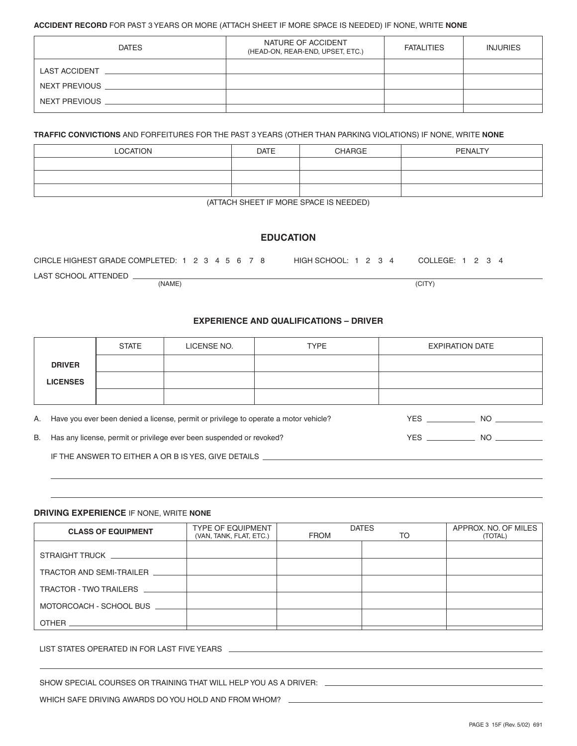**ACCIDENT RECORD** FOR PAST 3 YEARS OR MORE (ATTACH SHEET IF MORE SPACE IS NEEDED) IF NONE, WRITE **NONE**

| DATES | NATURE OF ACCIDENT (HEAD-ON, REAR-END, UPSET, ETC.) | FATALITIES | INJURIES |
|---|---|---|---|
| LAST ACCIDENT | | | |
| NEXT PREVIOUS | | | |
| NEXT PREVIOUS | | | |

**TRAFFIC CONVICTIONS** AND FORFEITURES FOR THE PAST 3 YEARS (OTHER THAN PARKING VIOLATIONS) IF NONE, WRITE **NONE**

| LOCATION | DATE | CHARGE | PENALTY |
|---|---|---|---|
| | | | |
| | | | |
| | | | |

(ATTACH SHEET IF MORE SPACE IS NEEDED)

## EDUCATION

CIRCLE HIGHEST GRADE COMPLETED: 1 2 3 4 5 6 7 8 HIGH SCHOOL: 1 2 3 4 COLLEGE: 1 2 3 4

LAST SCHOOL ATTENDED ______________________________
(NAME) (CITY)

## EXPERIENCE AND QUALIFICATIONS – DRIVER

| | STATE | LICENSE NO. | TYPE | EXPIRATION DATE |
|---|---|---|---|---|
| **DRIVER LICENSES** | | | | |
| | | | | |
| | | | | |

A. Have you ever been denied a license, permit or privilege to operate a motor vehicle? YES ________ NO ________

B. Has any license, permit or privilege ever been suspended or revoked? YES ________ NO ________

IF THE ANSWER TO EITHER A OR B IS YES, GIVE DETAILS ______________________________

**DRIVING EXPERIENCE** IF NONE, WRITE **NONE**

| CLASS OF EQUIPMENT | TYPE OF EQUIPMENT (VAN, TANK, FLAT, ETC.) | DATES FROM | DATES TO | APPROX. NO. OF MILES (TOTAL) |
|---|---|---|---|---|
| STRAIGHT TRUCK | | | | |
| TRACTOR AND SEMI-TRAILER | | | | |
| TRACTOR - TWO TRAILERS | | | | |
| MOTORCOACH - SCHOOL BUS | | | | |
| OTHER | | | | |

LIST STATES OPERATED IN FOR LAST FIVE YEARS ______________________________

SHOW SPECIAL COURSES OR TRAINING THAT WILL HELP YOU AS A DRIVER: ______________________________

WHICH SAFE DRIVING AWARDS DO YOU HOLD AND FROM WHOM? ______________________________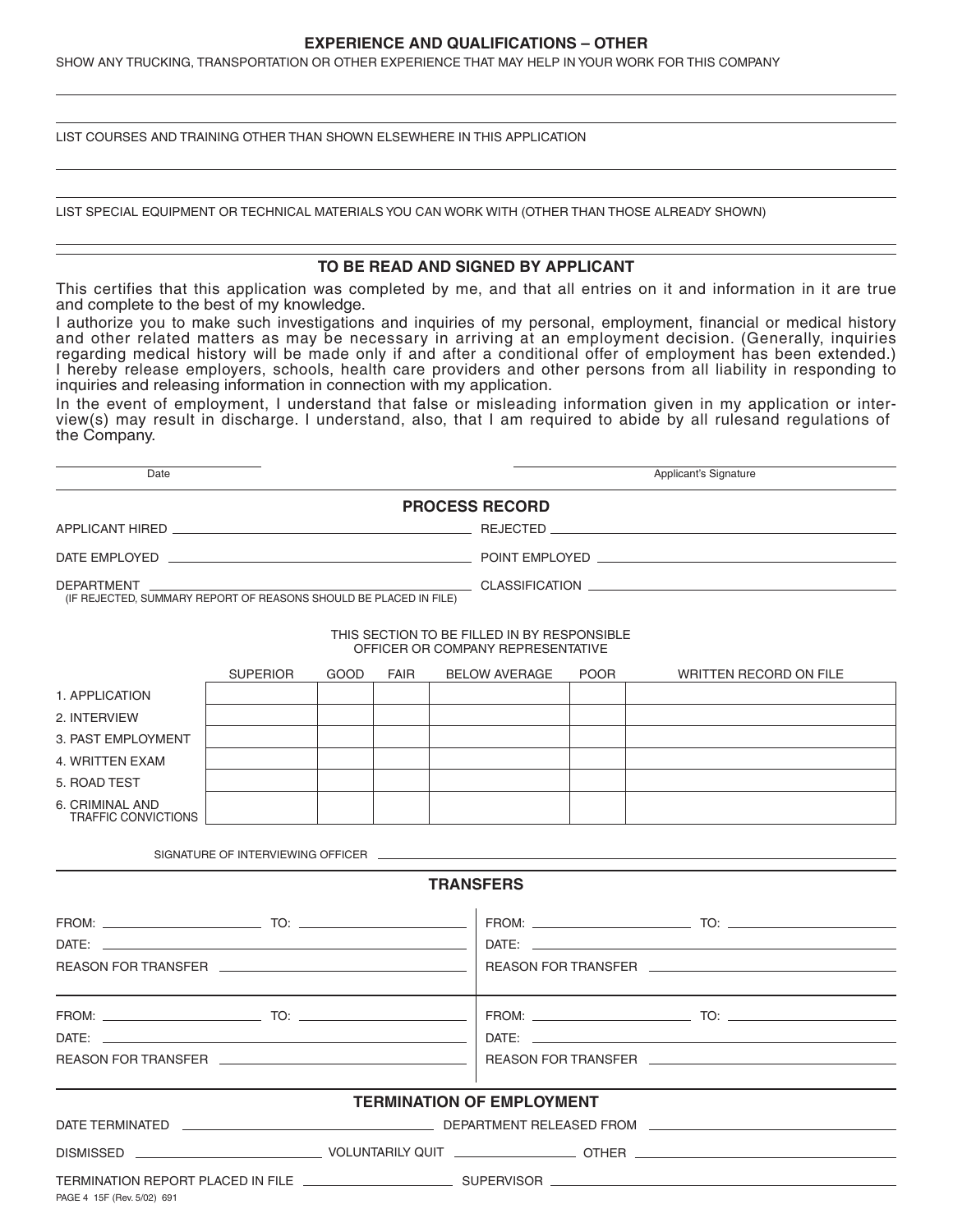## EXPERIENCE AND QUALIFICATIONS – OTHER

SHOW ANY TRUCKING, TRANSPORTATION OR OTHER EXPERIENCE THAT MAY HELP IN YOUR WORK FOR THIS COMPANY

LIST COURSES AND TRAINING OTHER THAN SHOWN ELSEWHERE IN THIS APPLICATION

LIST SPECIAL EQUIPMENT OR TECHNICAL MATERIALS YOU CAN WORK WITH (OTHER THAN THOSE ALREADY SHOWN)

## TO BE READ AND SIGNED BY APPLICANT

This certifies that this application was completed by me, and that all entries on it and information in it are true and complete to the best of my knowledge.

I authorize you to make such investigations and inquiries of my personal, employment, financial or medical history and other related matters as may be necessary in arriving at an employment decision. (Generally, inquiries regarding medical history will be made only if and after a conditional offer of employment has been extended.) I hereby release employers, schools, health care providers and other persons from all liability in responding to inquiries and releasing information in connection with my application.

In the event of employment, I understand that false or misleading information given in my application or interview(s) may result in discharge. I understand, also, that I am required to abide by all rulesand regulations of the Company.

Date ____________________ Applicant's Signature ____________________

## PROCESS RECORD

APPLICANT HIRED ____________________ REJECTED ____________________

DATE EMPLOYED ____________________ POINT EMPLOYED ____________________

DEPARTMENT ____________________ CLASSIFICATION ____________________

(IF REJECTED, SUMMARY REPORT OF REASONS SHOULD BE PLACED IN FILE)

THIS SECTION TO BE FILLED IN BY RESPONSIBLE OFFICER OR COMPANY REPRESENTATIVE

| | SUPERIOR | GOOD | FAIR | BELOW AVERAGE | POOR | WRITTEN RECORD ON FILE |
|---|---|---|---|---|---|---|
| 1. APPLICATION | | | | | | |
| 2. INTERVIEW | | | | | | |
| 3. PAST EMPLOYMENT | | | | | | |
| 4. WRITTEN EXAM | | | | | | |
| 5. ROAD TEST | | | | | | |
| 6. CRIMINAL AND TRAFFIC CONVICTIONS | | | | | | |

SIGNATURE OF INTERVIEWING OFFICER ____________________

## TRANSFERS

FROM: ____________ TO: ____________
DATE: ____________________
REASON FOR TRANSFER ____________________

FROM: ____________ TO: ____________
DATE: ____________________
REASON FOR TRANSFER ____________________

FROM: ____________ TO: ____________
DATE: ____________________
REASON FOR TRANSFER ____________________

FROM: ____________ TO: ____________
DATE: ____________________
REASON FOR TRANSFER ____________________

## TERMINATION OF EMPLOYMENT

DATE TERMINATED ____________________ DEPARTMENT RELEASED FROM ____________________

DISMISSED ____________ VOLUNTARILY QUIT ____________ OTHER ____________

TERMINATION REPORT PLACED IN FILE ____________ SUPERVISOR ____________________

PAGE 4 15F (Rev. 5/02) 691